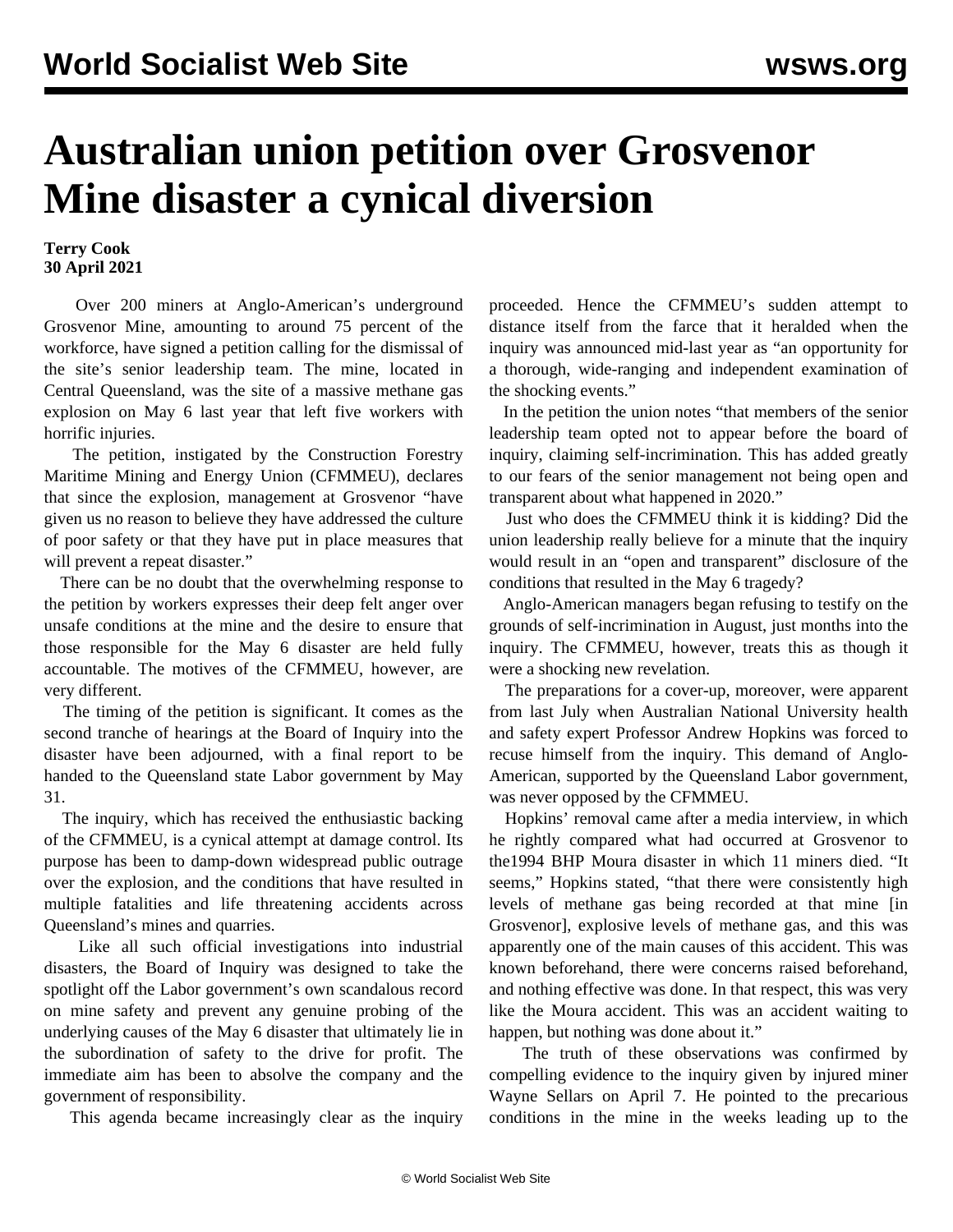# Australian union petition over Grosvenor Mine disaster a cynical diversion

**Terry Cook**
**30 April 2021**

Over 200 miners at Anglo-American's underground Grosvenor Mine, amounting to around 75 percent of the workforce, have signed a petition calling for the dismissal of the site's senior leadership team. The mine, located in Central Queensland, was the site of a massive methane gas explosion on May 6 last year that left five workers with horrific injuries.

The petition, instigated by the Construction Forestry Maritime Mining and Energy Union (CFMMEU), declares that since the explosion, management at Grosvenor "have given us no reason to believe they have addressed the culture of poor safety or that they have put in place measures that will prevent a repeat disaster."

There can be no doubt that the overwhelming response to the petition by workers expresses their deep felt anger over unsafe conditions at the mine and the desire to ensure that those responsible for the May 6 disaster are held fully accountable. The motives of the CFMMEU, however, are very different.

The timing of the petition is significant. It comes as the second tranche of hearings at the Board of Inquiry into the disaster have been adjourned, with a final report to be handed to the Queensland state Labor government by May 31.

The inquiry, which has received the enthusiastic backing of the CFMMEU, is a cynical attempt at damage control. Its purpose has been to damp-down widespread public outrage over the explosion, and the conditions that have resulted in multiple fatalities and life threatening accidents across Queensland's mines and quarries.

Like all such official investigations into industrial disasters, the Board of Inquiry was designed to take the spotlight off the Labor government's own scandalous record on mine safety and prevent any genuine probing of the underlying causes of the May 6 disaster that ultimately lie in the subordination of safety to the drive for profit. The immediate aim has been to absolve the company and the government of responsibility.

This agenda became increasingly clear as the inquiry proceeded. Hence the CFMMEU's sudden attempt to distance itself from the farce that it heralded when the inquiry was announced mid-last year as "an opportunity for a thorough, wide-ranging and independent examination of the shocking events."

In the petition the union notes "that members of the senior leadership team opted not to appear before the board of inquiry, claiming self-incrimination. This has added greatly to our fears of the senior management not being open and transparent about what happened in 2020."

Just who does the CFMMEU think it is kidding? Did the union leadership really believe for a minute that the inquiry would result in an "open and transparent" disclosure of the conditions that resulted in the May 6 tragedy?

Anglo-American managers began refusing to testify on the grounds of self-incrimination in August, just months into the inquiry. The CFMMEU, however, treats this as though it were a shocking new revelation.

The preparations for a cover-up, moreover, were apparent from last July when Australian National University health and safety expert Professor Andrew Hopkins was forced to recuse himself from the inquiry. This demand of Anglo-American, supported by the Queensland Labor government, was never opposed by the CFMMEU.

Hopkins' removal came after a media interview, in which he rightly compared what had occurred at Grosvenor to the1994 BHP Moura disaster in which 11 miners died. "It seems," Hopkins stated, "that there were consistently high levels of methane gas being recorded at that mine [in Grosvenor], explosive levels of methane gas, and this was apparently one of the main causes of this accident. This was known beforehand, there were concerns raised beforehand, and nothing effective was done. In that respect, this was very like the Moura accident. This was an accident waiting to happen, but nothing was done about it."

The truth of these observations was confirmed by compelling evidence to the inquiry given by injured miner Wayne Sellars on April 7. He pointed to the precarious conditions in the mine in the weeks leading up to the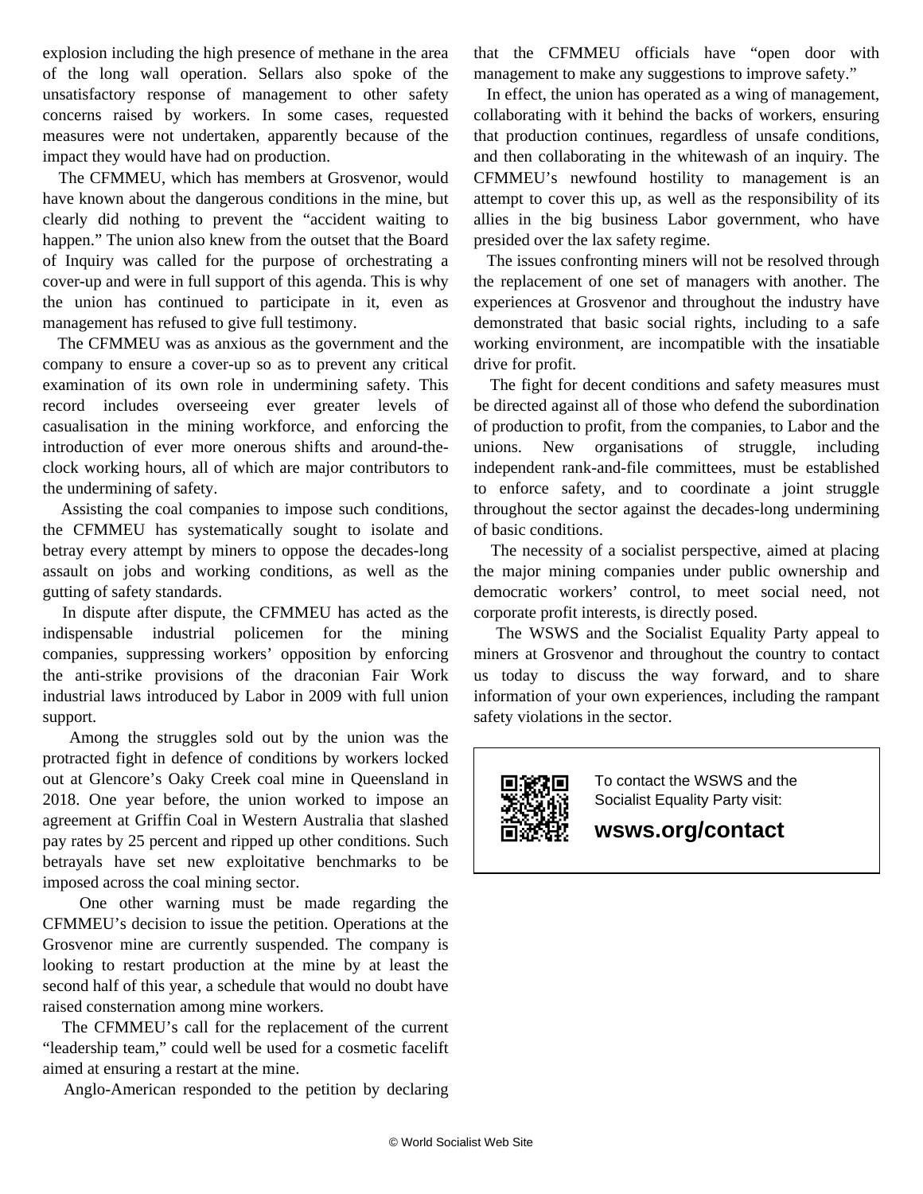explosion including the high presence of methane in the area of the long wall operation. Sellars also spoke of the unsatisfactory response of management to other safety concerns raised by workers. In some cases, requested measures were not undertaken, apparently because of the impact they would have had on production.

The CFMMEU, which has members at Grosvenor, would have known about the dangerous conditions in the mine, but clearly did nothing to prevent the "accident waiting to happen." The union also knew from the outset that the Board of Inquiry was called for the purpose of orchestrating a cover-up and were in full support of this agenda. This is why the union has continued to participate in it, even as management has refused to give full testimony.

The CFMMEU was as anxious as the government and the company to ensure a cover-up so as to prevent any critical examination of its own role in undermining safety. This record includes overseeing ever greater levels of casualisation in the mining workforce, and enforcing the introduction of ever more onerous shifts and around-the-clock working hours, all of which are major contributors to the undermining of safety.

Assisting the coal companies to impose such conditions, the CFMMEU has systematically sought to isolate and betray every attempt by miners to oppose the decades-long assault on jobs and working conditions, as well as the gutting of safety standards.

In dispute after dispute, the CFMMEU has acted as the indispensable industrial policemen for the mining companies, suppressing workers' opposition by enforcing the anti-strike provisions of the draconian Fair Work industrial laws introduced by Labor in 2009 with full union support.

Among the struggles sold out by the union was the protracted fight in defence of conditions by workers locked out at Glencore's Oaky Creek coal mine in Queensland in 2018. One year before, the union worked to impose an agreement at Griffin Coal in Western Australia that slashed pay rates by 25 percent and ripped up other conditions. Such betrayals have set new exploitative benchmarks to be imposed across the coal mining sector.

One other warning must be made regarding the CFMMEU's decision to issue the petition. Operations at the Grosvenor mine are currently suspended. The company is looking to restart production at the mine by at least the second half of this year, a schedule that would no doubt have raised consternation among mine workers.

The CFMMEU's call for the replacement of the current "leadership team," could well be used for a cosmetic facelift aimed at ensuring a restart at the mine.

Anglo-American responded to the petition by declaring that the CFMMEU officials have "open door with management to make any suggestions to improve safety."

In effect, the union has operated as a wing of management, collaborating with it behind the backs of workers, ensuring that production continues, regardless of unsafe conditions, and then collaborating in the whitewash of an inquiry. The CFMMEU's newfound hostility to management is an attempt to cover this up, as well as the responsibility of its allies in the big business Labor government, who have presided over the lax safety regime.

The issues confronting miners will not be resolved through the replacement of one set of managers with another. The experiences at Grosvenor and throughout the industry have demonstrated that basic social rights, including to a safe working environment, are incompatible with the insatiable drive for profit.

The fight for decent conditions and safety measures must be directed against all of those who defend the subordination of production to profit, from the companies, to Labor and the unions. New organisations of struggle, including independent rank-and-file committees, must be established to enforce safety, and to coordinate a joint struggle throughout the sector against the decades-long undermining of basic conditions.

The necessity of a socialist perspective, aimed at placing the major mining companies under public ownership and democratic workers' control, to meet social need, not corporate profit interests, is directly posed.

The WSWS and the Socialist Equality Party appeal to miners at Grosvenor and throughout the country to contact us today to discuss the way forward, and to share information of your own experiences, including the rampant safety violations in the sector.

To contact the WSWS and the Socialist Equality Party visit:

**wsws.org/contact**